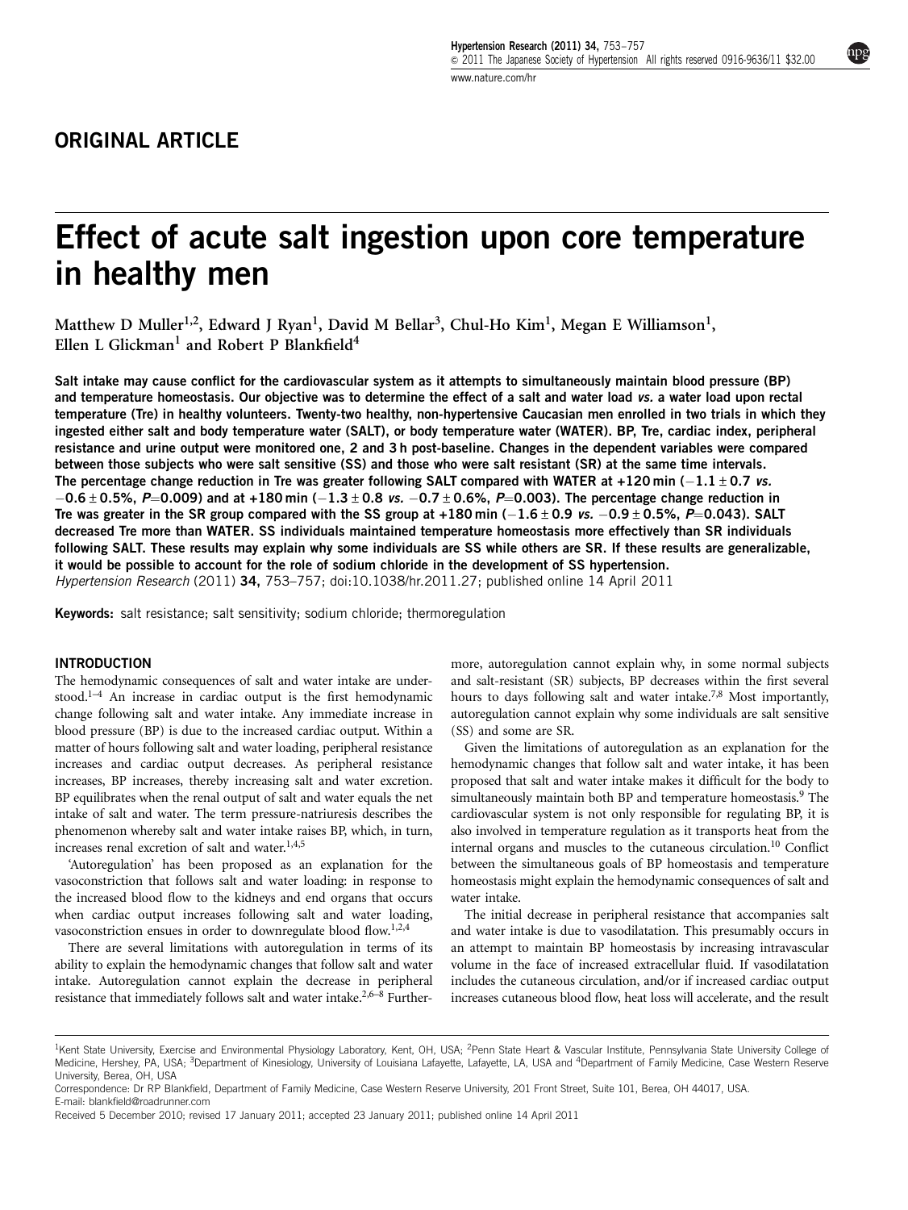ORIGINAL ARTICLE

# Effect of acute salt ingestion upon core temperature in healthy men

Matthew D Muller[1,2], Edward J Ryan[1], David M Bellar[3], Chul-Ho Kim[1], Megan E Williamson[1], Ellen L Glickman[1] and Robert P Blankfield[4]

**Salt intake may cause conflict for the cardiovascular system as it attempts to simultaneously maintain blood pressure (BP) and temperature homeostasis. Our objective was to determine the effect of a salt and water load *vs.* a water load upon rectal temperature (Tre) in healthy volunteers. Twenty-two healthy, non-hypertensive Caucasian men enrolled in two trials in which they ingested either salt and body temperature water (SALT), or body temperature water (WATER). BP, Tre, cardiac index, peripheral resistance and urine output were monitored one, 2 and 3 h post-baseline. Changes in the dependent variables were compared between those subjects who were salt sensitive (SS) and those who were salt resistant (SR) at the same time intervals. The percentage change reduction in Tre was greater following SALT compared with WATER at +120 min ($-1.1 \pm 0.7$ *vs.* $-0.6 \pm 0.5\%$, $P=0.009$) and at +180 min ($-1.3 \pm 0.8$ *vs.* $-0.7 \pm 0.6\%$, $P=0.003$). The percentage change reduction in Tre was greater in the SR group compared with the SS group at +180 min ($-1.6 \pm 0.9$ *vs.* $-0.9 \pm 0.5\%$, $P=0.043$). SALT decreased Tre more than WATER. SS individuals maintained temperature homeostasis more effectively than SR individuals following SALT. These results may explain why some individuals are SS while others are SR. If these results are generalizable, it would be possible to account for the role of sodium chloride in the development of SS hypertension.**

*Hypertension Research* (2011) **34**, 753–757; doi:10.1038/hr.2011.27; published online 14 April 2011

**Keywords:** salt resistance; salt sensitivity; sodium chloride; thermoregulation

## INTRODUCTION

The hemodynamic consequences of salt and water intake are understood.[1–4] An increase in cardiac output is the first hemodynamic change following salt and water intake. Any immediate increase in blood pressure (BP) is due to the increased cardiac output. Within a matter of hours following salt and water loading, peripheral resistance increases and cardiac output decreases. As peripheral resistance increases, BP increases, thereby increasing salt and water excretion. BP equilibrates when the renal output of salt and water equals the net intake of salt and water. The term pressure-natriuresis describes the phenomenon whereby salt and water intake raises BP, which, in turn, increases renal excretion of salt and water.[1,4,5]

'Autoregulation' has been proposed as an explanation for the vasoconstriction that follows salt and water loading: in response to the increased blood flow to the kidneys and end organs that occurs when cardiac output increases following salt and water loading, vasoconstriction ensues in order to downregulate blood flow.[1,2,4]

There are several limitations with autoregulation in terms of its ability to explain the hemodynamic changes that follow salt and water intake. Autoregulation cannot explain the decrease in peripheral resistance that immediately follows salt and water intake.[2,6–8] Furthermore, autoregulation cannot explain why, in some normal subjects and salt-resistant (SR) subjects, BP decreases within the first several hours to days following salt and water intake.[7,8] Most importantly, autoregulation cannot explain why some individuals are salt sensitive (SS) and some are SR.

Given the limitations of autoregulation as an explanation for the hemodynamic changes that follow salt and water intake, it has been proposed that salt and water intake makes it difficult for the body to simultaneously maintain both BP and temperature homeostasis.[9] The cardiovascular system is not only responsible for regulating BP, it is also involved in temperature regulation as it transports heat from the internal organs and muscles to the cutaneous circulation.[10] Conflict between the simultaneous goals of BP homeostasis and temperature homeostasis might explain the hemodynamic consequences of salt and water intake.

The initial decrease in peripheral resistance that accompanies salt and water intake is due to vasodilatation. This presumably occurs in an attempt to maintain BP homeostasis by increasing intravascular volume in the face of increased extracellular fluid. If vasodilatation includes the cutaneous circulation, and/or if increased cardiac output increases cutaneous blood flow, heat loss will accelerate, and the result

[1]Kent State University, Exercise and Environmental Physiology Laboratory, Kent, OH, USA; [2]Penn State Heart & Vascular Institute, Pennsylvania State University College of Medicine, Hershey, PA, USA; [3]Department of Kinesiology, University of Louisiana Lafayette, Lafayette, LA, USA and [4]Department of Family Medicine, Case Western Reserve University, Berea, OH, USA

Correspondence: Dr RP Blankfield, Department of Family Medicine, Case Western Reserve University, 201 Front Street, Suite 101, Berea, OH 44017, USA.
E-mail: blankfield@roadrunner.com

Received 5 December 2010; revised 17 January 2011; accepted 23 January 2011; published online 14 April 2011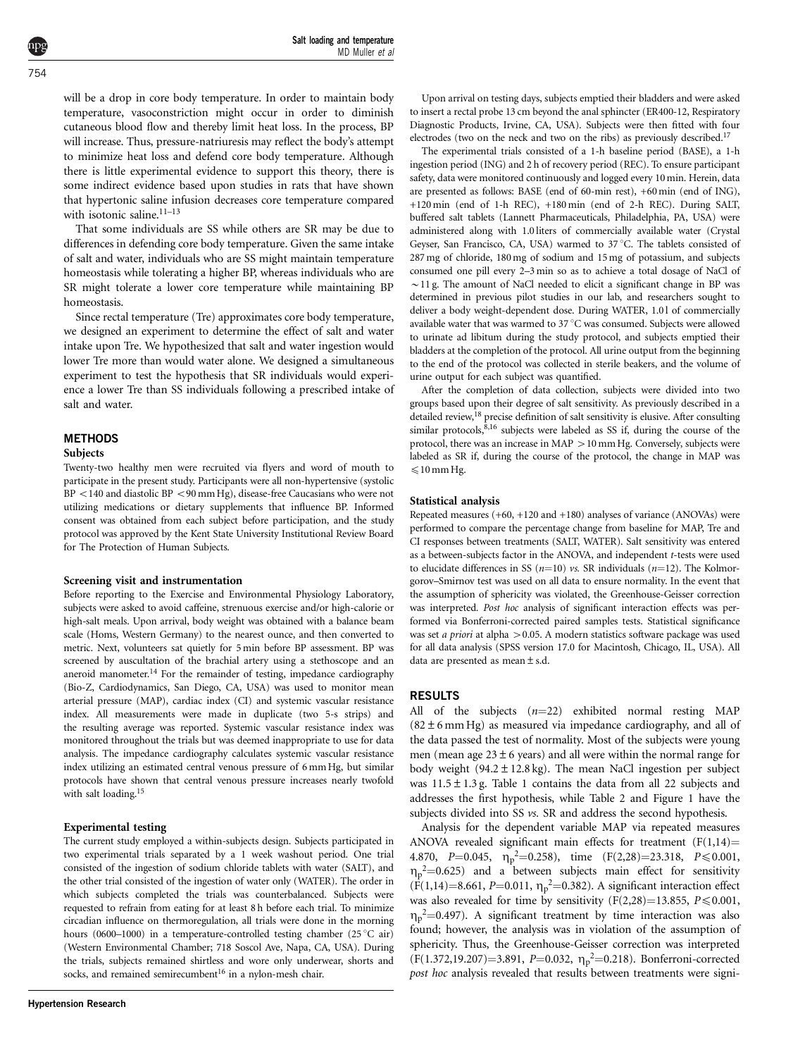will be a drop in core body temperature. In order to maintain body temperature, vasoconstriction might occur in order to diminish cutaneous blood flow and thereby limit heat loss. In the process, BP will increase. Thus, pressure-natriuresis may reflect the body's attempt to minimize heat loss and defend core body temperature. Although there is little experimental evidence to support this theory, there is some indirect evidence based upon studies in rats that have shown that hypertonic saline infusion decreases core temperature compared with isotonic saline.[11–13]

That some individuals are SS while others are SR may be due to differences in defending core body temperature. Given the same intake of salt and water, individuals who are SS might maintain temperature homeostasis while tolerating a higher BP, whereas individuals who are SR might tolerate a lower core temperature while maintaining BP homeostasis.

Since rectal temperature (Tre) approximates core body temperature, we designed an experiment to determine the effect of salt and water intake upon Tre. We hypothesized that salt and water ingestion would lower Tre more than would water alone. We designed a simultaneous experiment to test the hypothesis that SR individuals would experience a lower Tre than SS individuals following a prescribed intake of salt and water.

## METHODS

### Subjects

Twenty-two healthy men were recruited via flyers and word of mouth to participate in the present study. Participants were all non-hypertensive (systolic BP <140 and diastolic BP <90 mm Hg), disease-free Caucasians who were not utilizing medications or dietary supplements that influence BP. Informed consent was obtained from each subject before participation, and the study protocol was approved by the Kent State University Institutional Review Board for The Protection of Human Subjects.

### Screening visit and instrumentation

Before reporting to the Exercise and Environmental Physiology Laboratory, subjects were asked to avoid caffeine, strenuous exercise and/or high-calorie or high-salt meals. Upon arrival, body weight was obtained with a balance beam scale (Homs, Western Germany) to the nearest ounce, and then converted to metric. Next, volunteers sat quietly for 5 min before BP assessment. BP was screened by auscultation of the brachial artery using a stethoscope and an aneroid manometer.[14] For the remainder of testing, impedance cardiography (Bio-Z, Cardiodynamics, San Diego, CA, USA) was used to monitor mean arterial pressure (MAP), cardiac index (CI) and systemic vascular resistance index. All measurements were made in duplicate (two 5-s strips) and the resulting average was reported. Systemic vascular resistance index was monitored throughout the trials but was deemed inappropriate to use for data analysis. The impedance cardiography calculates systemic vascular resistance index utilizing an estimated central venous pressure of 6 mm Hg, but similar protocols have shown that central venous pressure increases nearly twofold with salt loading.[15]

### Experimental testing

The current study employed a within-subjects design. Subjects participated in two experimental trials separated by a 1 week washout period. One trial consisted of the ingestion of sodium chloride tablets with water (SALT), and the other trial consisted of the ingestion of water only (WATER). The order in which subjects completed the trials was counterbalanced. Subjects were requested to refrain from eating for at least 8 h before each trial. To minimize circadian influence on thermoregulation, all trials were done in the morning hours (0600–1000) in a temperature-controlled testing chamber (25 °C air) (Western Environmental Chamber; 718 Soscol Ave, Napa, CA, USA). During the trials, subjects remained shirtless and wore only underwear, shorts and socks, and remained semirecumbent[16] in a nylon-mesh chair.

Upon arrival on testing days, subjects emptied their bladders and were asked to insert a rectal probe 13 cm beyond the anal sphincter (ER400-12, Respiratory Diagnostic Products, Irvine, CA, USA). Subjects were then fitted with four electrodes (two on the neck and two on the ribs) as previously described.[17]

The experimental trials consisted of a 1-h baseline period (BASE), a 1-h ingestion period (ING) and 2 h of recovery period (REC). To ensure participant safety, data were monitored continuously and logged every 10 min. Herein, data are presented as follows: BASE (end of 60-min rest), +60 min (end of ING), +120 min (end of 1-h REC), +180 min (end of 2-h REC). During SALT, buffered salt tablets (Lannett Pharmaceuticals, Philadelphia, PA, USA) were administered along with 1.0 liters of commercially available water (Crystal Geyser, San Francisco, CA, USA) warmed to 37 °C. The tablets consisted of 287 mg of chloride, 180 mg of sodium and 15 mg of potassium, and subjects consumed one pill every 2–3 min so as to achieve a total dosage of NaCl of ~11 g. The amount of NaCl needed to elicit a significant change in BP was determined in previous pilot studies in our lab, and researchers sought to deliver a body weight-dependent dose. During WATER, 1.0 l of commercially available water that was warmed to 37 °C was consumed. Subjects were allowed to urinate ad libitum during the study protocol, and subjects emptied their bladders at the completion of the protocol. All urine output from the beginning to the end of the protocol was collected in sterile beakers, and the volume of urine output for each subject was quantified.

After the completion of data collection, subjects were divided into two groups based upon their degree of salt sensitivity. As previously described in a detailed review,[18] precise definition of salt sensitivity is elusive. After consulting similar protocols,[8,16] subjects were labeled as SS if, during the course of the protocol, there was an increase in MAP >10 mm Hg. Conversely, subjects were labeled as SR if, during the course of the protocol, the change in MAP was ⩽10 mm Hg.

### Statistical analysis

Repeated measures (+60, +120 and +180) analyses of variance (ANOVAs) were performed to compare the percentage change from baseline for MAP, Tre and CI responses between treatments (SALT, WATER). Salt sensitivity was entered as a between-subjects factor in the ANOVA, and independent *t*-tests were used to elucidate differences in SS ($n$=10) *vs.* SR individuals ($n$=12). The Kolmorgorov–Smirnov test was used on all data to ensure normality. In the event that the assumption of sphericity was violated, the Greenhouse-Geisser correction was interpreted. *Post hoc* analysis of significant interaction effects was performed via Bonferroni-corrected paired samples tests. Statistical significance was set *a priori* at alpha >0.05. A modern statistics software package was used for all data analysis (SPSS version 17.0 for Macintosh, Chicago, IL, USA). All data are presented as mean ± s.d.

## RESULTS

All of the subjects ($n$=22) exhibited normal resting MAP (82 ± 6 mm Hg) as measured via impedance cardiography, and all of the data passed the test of normality. Most of the subjects were young men (mean age 23 ± 6 years) and all were within the normal range for body weight (94.2 ± 12.8 kg). The mean NaCl ingestion per subject was 11.5 ± 1.3 g. Table 1 contains the data from all 22 subjects and addresses the first hypothesis, while Table 2 and Figure 1 have the subjects divided into SS *vs.* SR and address the second hypothesis.

Analysis for the dependent variable MAP via repeated measures ANOVA revealed significant main effects for treatment ($F(1,14)=4.870$, $P=0.045$, $\eta_p^2=0.258$), time ($F(2,28)=23.318$, $P\leqslant0.001$, $\eta_p^2=0.625$) and a between subjects main effect for sensitivity ($F(1,14)=8.661$, $P=0.011$, $\eta_p^2=0.382$). A significant interaction effect was also revealed for time by sensitivity ($F(2,28)=13.855$, $P\leqslant0.001$, $\eta_p^2=0.497$). A significant treatment by time interaction was also found; however, the analysis was in violation of the assumption of sphericity. Thus, the Greenhouse-Geisser correction was interpreted ($F(1.372,19.207)=3.891$, $P=0.032$, $\eta_p^2=0.218$). Bonferroni-corrected *post hoc* analysis revealed that results between treatments were signi-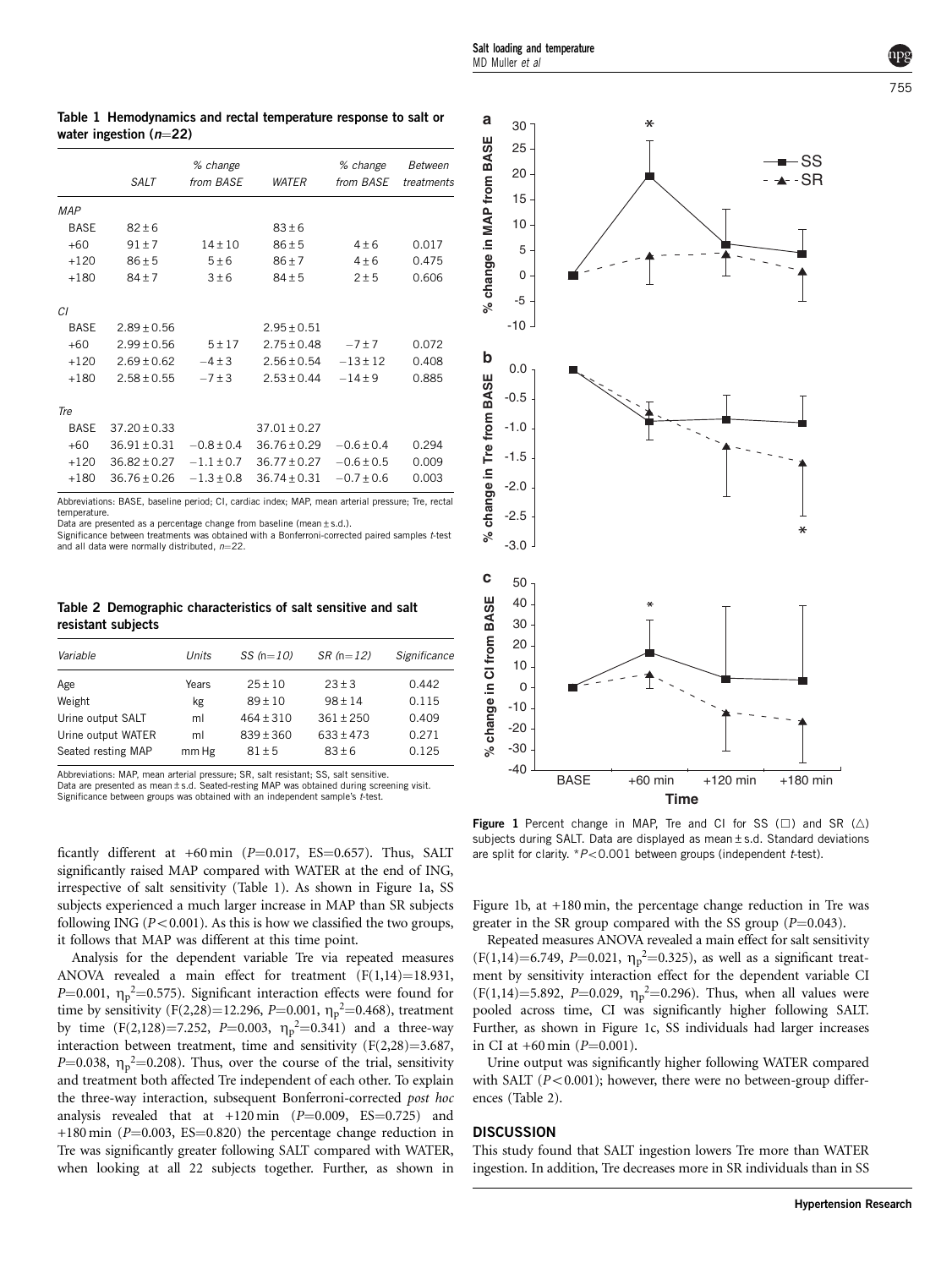**Table 1 Hemodynamics and rectal temperature response to salt or water ingestion (n=22)**

| | SALT | % change from BASE | WATER | % change from BASE | Between treatments |
|---|---|---|---|---|---|
| *MAP* | | | | | |
| BASE | 82 ± 6 | | 83 ± 6 | | |
| +60 | 91 ± 7 | 14 ± 10 | 86 ± 5 | 4 ± 6 | 0.017 |
| +120 | 86 ± 5 | 5 ± 6 | 86 ± 7 | 4 ± 6 | 0.475 |
| +180 | 84 ± 7 | 3 ± 6 | 84 ± 5 | 2 ± 5 | 0.606 |
| *CI* | | | | | |
| BASE | 2.89 ± 0.56 | | 2.95 ± 0.51 | | |
| +60 | 2.99 ± 0.56 | 5 ± 17 | 2.75 ± 0.48 | −7 ± 7 | 0.072 |
| +120 | 2.69 ± 0.62 | −4 ± 3 | 2.56 ± 0.54 | −13 ± 12 | 0.408 |
| +180 | 2.58 ± 0.55 | −7 ± 3 | 2.53 ± 0.44 | −14 ± 9 | 0.885 |
| *Tre* | | | | | |
| BASE | 37.20 ± 0.33 | | 37.01 ± 0.27 | | |
| +60 | 36.91 ± 0.31 | −0.8 ± 0.4 | 36.76 ± 0.29 | −0.6 ± 0.4 | 0.294 |
| +120 | 36.82 ± 0.27 | −1.1 ± 0.7 | 36.77 ± 0.27 | −0.6 ± 0.5 | 0.009 |
| +180 | 36.76 ± 0.26 | −1.3 ± 0.8 | 36.74 ± 0.31 | −0.7 ± 0.6 | 0.003 |

Abbreviations: BASE, baseline period; CI, cardiac index; MAP, mean arterial pressure; Tre, rectal temperature.
Data are presented as a percentage change from baseline (mean ± s.d.).
Significance between treatments was obtained with a Bonferroni-corrected paired samples t-test and all data were normally distributed, n=22.

**Table 2 Demographic characteristics of salt sensitive and salt resistant subjects**

| Variable | Units | SS (n=10) | SR (n=12) | Significance |
|---|---|---|---|---|
| Age | Years | 25 ± 10 | 23 ± 3 | 0.442 |
| Weight | kg | 89 ± 10 | 98 ± 14 | 0.115 |
| Urine output SALT | ml | 464 ± 310 | 361 ± 250 | 0.409 |
| Urine output WATER | ml | 839 ± 360 | 633 ± 473 | 0.271 |
| Seated resting MAP | mm Hg | 81 ± 5 | 83 ± 6 | 0.125 |

Abbreviations: MAP, mean arterial pressure; SR, salt resistant; SS, salt sensitive.
Data are presented as mean ± s.d. Seated-resting MAP was obtained during screening visit.
Significance between groups was obtained with an independent sample's t-test.

ficantly different at +60 min ($P$=0.017, ES=0.657). Thus, SALT significantly raised MAP compared with WATER at the end of ING, irrespective of salt sensitivity (Table 1). As shown in Figure 1a, SS subjects experienced a much larger increase in MAP than SR subjects following ING ($P<0.001$). As this is how we classified the two groups, it follows that MAP was different at this time point.

Analysis for the dependent variable Tre via repeated measures ANOVA revealed a main effect for treatment ($F(1,14)=18.931$, $P=0.001$, $\eta_p^2=0.575$). Significant interaction effects were found for time by sensitivity ($F(2,28)=12.296$, $P=0.001$, $\eta_p^2=0.468$), treatment by time ($F(2,128)=7.252$, $P=0.003$, $\eta_p^2=0.341$) and a three-way interaction between treatment, time and sensitivity ($F(2,28)=3.687$, $P=0.038$, $\eta_p^2=0.208$). Thus, over the course of the trial, sensitivity and treatment both affected Tre independent of each other. To explain the three-way interaction, subsequent Bonferroni-corrected *post hoc* analysis revealed that at +120 min ($P$=0.009, ES=0.725) and +180 min ($P$=0.003, ES=0.820) the percentage change reduction in Tre was significantly greater following SALT compared with WATER, when looking at all 22 subjects together. Further, as shown in Figure 1b, at +180 min, the percentage change reduction in Tre was greater in the SR group compared with the SS group ($P$=0.043).

Repeated measures ANOVA revealed a main effect for salt sensitivity ($F(1,14)=6.749$, $P=0.021$, $\eta_p^2=0.325$), as well as a significant treatment by sensitivity interaction effect for the dependent variable CI ($F(1,14)=5.892$, $P=0.029$, $\eta_p^2=0.296$). Thus, when all values were pooled across time, CI was significantly higher following SALT. Further, as shown in Figure 1c, SS individuals had larger increases in CI at +60 min ($P$=0.001).

Urine output was significantly higher following WATER compared with SALT ($P<0.001$); however, there were no between-group differences (Table 2).

**Figure 1** Percent change in MAP, Tre and CI for SS (□) and SR (△) subjects during SALT. Data are displayed as mean ± s.d. Standard deviations are split for clarity. *$P<0.001$ between groups (independent t-test).

## DISCUSSION

This study found that SALT ingestion lowers Tre more than WATER ingestion. In addition, Tre decreases more in SR individuals than in SS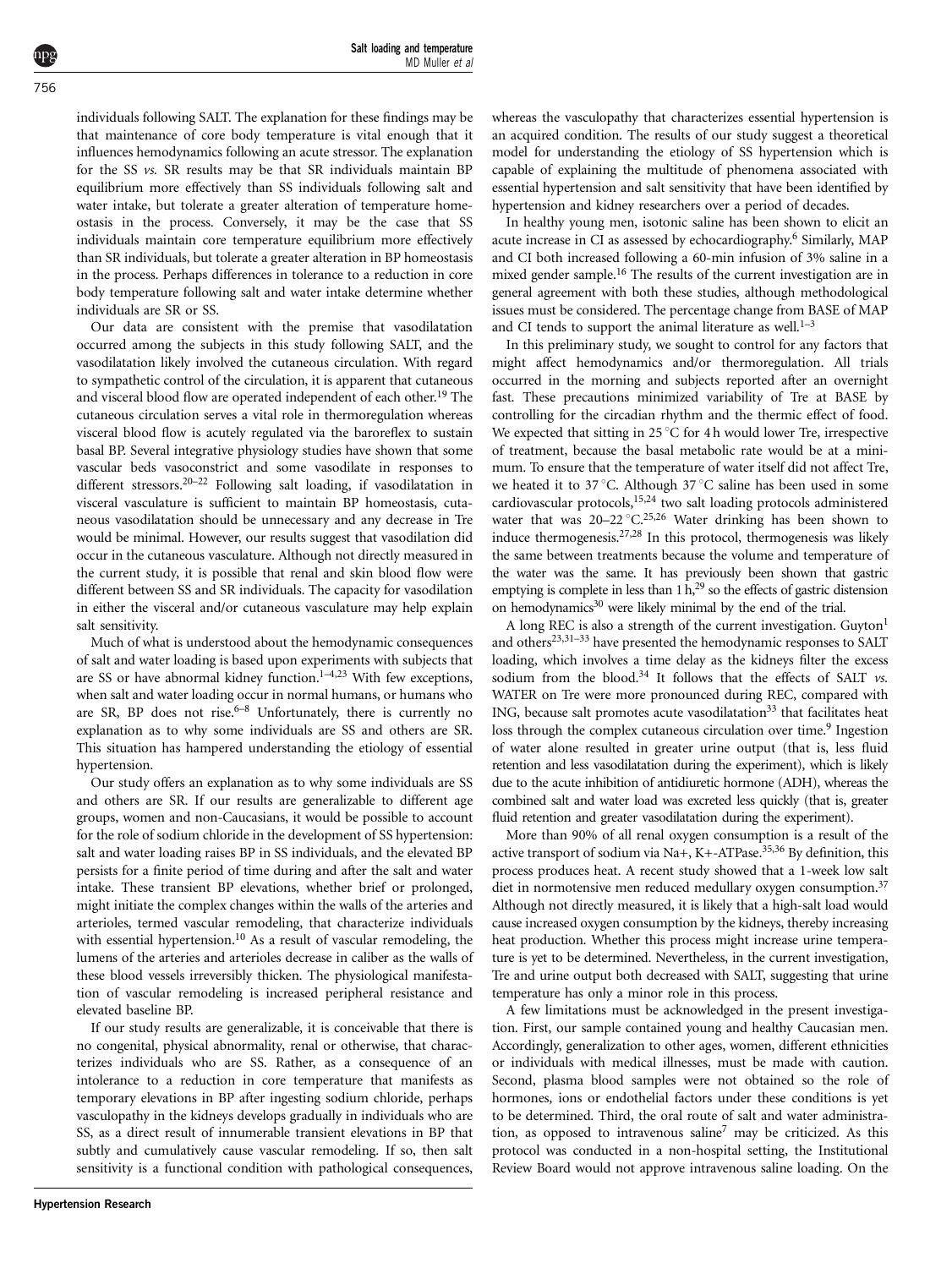individuals following SALT. The explanation for these findings may be that maintenance of core body temperature is vital enough that it influences hemodynamics following an acute stressor. The explanation for the SS *vs.* SR results may be that SR individuals maintain BP equilibrium more effectively than SS individuals following salt and water intake, but tolerate a greater alteration of temperature homeostasis in the process. Conversely, it may be the case that SS individuals maintain core temperature equilibrium more effectively than SR individuals, but tolerate a greater alteration in BP homeostasis in the process. Perhaps differences in tolerance to a reduction in core body temperature following salt and water intake determine whether individuals are SR or SS.

Our data are consistent with the premise that vasodilatation occurred among the subjects in this study following SALT, and the vasodilatation likely involved the cutaneous circulation. With regard to sympathetic control of the circulation, it is apparent that cutaneous and visceral blood flow are operated independent of each other.[19] The cutaneous circulation serves a vital role in thermoregulation whereas visceral blood flow is acutely regulated via the baroreflex to sustain basal BP. Several integrative physiology studies have shown that some vascular beds vasoconstrict and some vasodilate in responses to different stressors.[20–22] Following salt loading, if vasodilatation in visceral vasculature is sufficient to maintain BP homeostasis, cutaneous vasodilatation should be unnecessary and any decrease in Tre would be minimal. However, our results suggest that vasodilation did occur in the cutaneous vasculature. Although not directly measured in the current study, it is possible that renal and skin blood flow were different between SS and SR individuals. The capacity for vasodilation in either the visceral and/or cutaneous vasculature may help explain salt sensitivity.

Much of what is understood about the hemodynamic consequences of salt and water loading is based upon experiments with subjects that are SS or have abnormal kidney function.[1–4,23] With few exceptions, when salt and water loading occur in normal humans, or humans who are SR, BP does not rise.[6–8] Unfortunately, there is currently no explanation as to why some individuals are SS and others are SR. This situation has hampered understanding the etiology of essential hypertension.

Our study offers an explanation as to why some individuals are SS and others are SR. If our results are generalizable to different age groups, women and non-Caucasians, it would be possible to account for the role of sodium chloride in the development of SS hypertension: salt and water loading raises BP in SS individuals, and the elevated BP persists for a finite period of time during and after the salt and water intake. These transient BP elevations, whether brief or prolonged, might initiate the complex changes within the walls of the arteries and arterioles, termed vascular remodeling, that characterize individuals with essential hypertension.[10] As a result of vascular remodeling, the lumens of the arteries and arterioles decrease in caliber as the walls of these blood vessels irreversibly thicken. The physiological manifestation of vascular remodeling is increased peripheral resistance and elevated baseline BP.

If our study results are generalizable, it is conceivable that there is no congenital, physical abnormality, renal or otherwise, that characterizes individuals who are SS. Rather, as a consequence of an intolerance to a reduction in core temperature that manifests as temporary elevations in BP after ingesting sodium chloride, perhaps vasculopathy in the kidneys develops gradually in individuals who are SS, as a direct result of innumerable transient elevations in BP that subtly and cumulatively cause vascular remodeling. If so, then salt sensitivity is a functional condition with pathological consequences, whereas the vasculopathy that characterizes essential hypertension is an acquired condition. The results of our study suggest a theoretical model for understanding the etiology of SS hypertension which is capable of explaining the multitude of phenomena associated with essential hypertension and salt sensitivity that have been identified by hypertension and kidney researchers over a period of decades.

In healthy young men, isotonic saline has been shown to elicit an acute increase in CI as assessed by echocardiography.[6] Similarly, MAP and CI both increased following a 60-min infusion of 3% saline in a mixed gender sample.[16] The results of the current investigation are in general agreement with both these studies, although methodological issues must be considered. The percentage change from BASE of MAP and CI tends to support the animal literature as well.[1–3]

In this preliminary study, we sought to control for any factors that might affect hemodynamics and/or thermoregulation. All trials occurred in the morning and subjects reported after an overnight fast. These precautions minimized variability of Tre at BASE by controlling for the circadian rhythm and the thermic effect of food. We expected that sitting in 25 °C for 4 h would lower Tre, irrespective of treatment, because the basal metabolic rate would be at a minimum. To ensure that the temperature of water itself did not affect Tre, we heated it to 37 °C. Although 37 °C saline has been used in some cardiovascular protocols,[15,24] two salt loading protocols administered water that was 20–22 °C.[25,26] Water drinking has been shown to induce thermogenesis.[27,28] In this protocol, thermogenesis was likely the same between treatments because the volume and temperature of the water was the same. It has previously been shown that gastric emptying is complete in less than 1 h,[29] so the effects of gastric distension on hemodynamics[30] were likely minimal by the end of the trial.

A long REC is also a strength of the current investigation. Guyton[1] and others[23,31–33] have presented the hemodynamic responses to SALT loading, which involves a time delay as the kidneys filter the excess sodium from the blood.[34] It follows that the effects of SALT *vs.* WATER on Tre were more pronounced during REC, compared with ING, because salt promotes acute vasodilatation[33] that facilitates heat loss through the complex cutaneous circulation over time.[9] Ingestion of water alone resulted in greater urine output (that is, less fluid retention and less vasodilatation during the experiment), which is likely due to the acute inhibition of antidiuretic hormone (ADH), whereas the combined salt and water load was excreted less quickly (that is, greater fluid retention and greater vasodilatation during the experiment).

More than 90% of all renal oxygen consumption is a result of the active transport of sodium via Na+, K+-ATPase.[35,36] By definition, this process produces heat. A recent study showed that a 1-week low salt diet in normotensive men reduced medullary oxygen consumption.[37] Although not directly measured, it is likely that a high-salt load would cause increased oxygen consumption by the kidneys, thereby increasing heat production. Whether this process might increase urine temperature is yet to be determined. Nevertheless, in the current investigation, Tre and urine output both decreased with SALT, suggesting that urine temperature has only a minor role in this process.

A few limitations must be acknowledged in the present investigation. First, our sample contained young and healthy Caucasian men. Accordingly, generalization to other ages, women, different ethnicities or individuals with medical illnesses, must be made with caution. Second, plasma blood samples were not obtained so the role of hormones, ions or endothelial factors under these conditions is yet to be determined. Third, the oral route of salt and water administration, as opposed to intravenous saline[7] may be criticized. As this protocol was conducted in a non-hospital setting, the Institutional Review Board would not approve intravenous saline loading. On the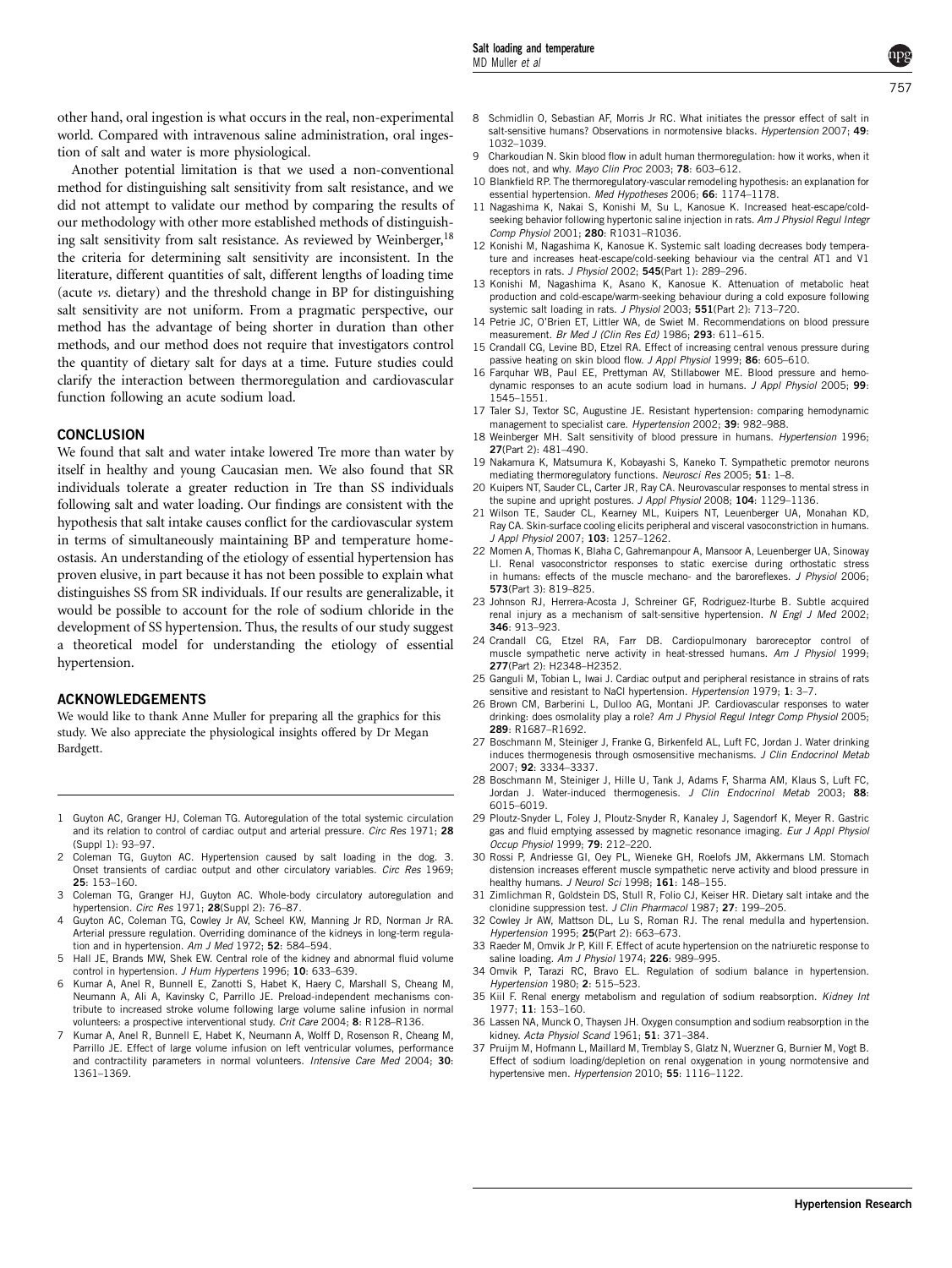other hand, oral ingestion is what occurs in the real, non-experimental world. Compared with intravenous saline administration, oral ingestion of salt and water is more physiological.

Another potential limitation is that we used a non-conventional method for distinguishing salt sensitivity from salt resistance, and we did not attempt to validate our method by comparing the results of our methodology with other more established methods of distinguishing salt sensitivity from salt resistance. As reviewed by Weinberger,[18] the criteria for determining salt sensitivity are inconsistent. In the literature, different quantities of salt, different lengths of loading time (acute *vs.* dietary) and the threshold change in BP for distinguishing salt sensitivity are not uniform. From a pragmatic perspective, our method has the advantage of being shorter in duration than other methods, and our method does not require that investigators control the quantity of dietary salt for days at a time. Future studies could clarify the interaction between thermoregulation and cardiovascular function following an acute sodium load.

## CONCLUSION

We found that salt and water intake lowered Tre more than water by itself in healthy and young Caucasian men. We also found that SR individuals tolerate a greater reduction in Tre than SS individuals following salt and water loading. Our findings are consistent with the hypothesis that salt intake causes conflict for the cardiovascular system in terms of simultaneously maintaining BP and temperature homeostasis. An understanding of the etiology of essential hypertension has proven elusive, in part because it has not been possible to explain what distinguishes SS from SR individuals. If our results are generalizable, it would be possible to account for the role of sodium chloride in the development of SS hypertension. Thus, the results of our study suggest a theoretical model for understanding the etiology of essential hypertension.

## ACKNOWLEDGEMENTS

We would like to thank Anne Muller for preparing all the graphics for this study. We also appreciate the physiological insights offered by Dr Megan Bardgett.

1 Guyton AC, Granger HJ, Coleman TG. Autoregulation of the total systemic circulation and its relation to control of cardiac output and arterial pressure. *Circ Res* 1971; **28** (Suppl 1): 93–97.
2 Coleman TG, Guyton AC. Hypertension caused by salt loading in the dog. 3. Onset transients of cardiac output and other circulatory variables. *Circ Res* 1969; **25**: 153–160.
3 Coleman TG, Granger HJ, Guyton AC. Whole-body circulatory autoregulation and hypertension. *Circ Res* 1971; **28**(Suppl 2): 76–87.
4 Guyton AC, Coleman TG, Cowley Jr AV, Scheel KW, Manning Jr RD, Norman Jr RA. Arterial pressure regulation. Overriding dominance of the kidneys in long-term regulation and in hypertension. *Am J Med* 1972; **52**: 584–594.
5 Hall JE, Brands MW, Shek EW. Central role of the kidney and abnormal fluid volume control in hypertension. *J Hum Hypertens* 1996; **10**: 633–639.
6 Kumar A, Anel R, Bunnell E, Zanotti S, Habet K, Haery C, Marshall S, Cheang M, Neumann A, Ali A, Kavinsky C, Parrillo JE. Preload-independent mechanisms contribute to increased stroke volume following large volume saline infusion in normal volunteers: a prospective interventional study. *Crit Care* 2004; **8**: R128–R136.
7 Kumar A, Anel R, Bunnell E, Habet K, Neumann A, Wolff D, Rosenson R, Cheang M, Parrillo JE. Effect of large volume infusion on left ventricular volumes, performance and contractility parameters in normal volunteers. *Intensive Care Med* 2004; **30**: 1361–1369.
8 Schmidlin O, Sebastian AF, Morris Jr RC. What initiates the pressor effect of salt in salt-sensitive humans? Observations in normotensive blacks. *Hypertension* 2007; **49**: 1032–1039.
9 Charkoudian N. Skin blood flow in adult human thermoregulation: how it works, when it does not, and why. *Mayo Clin Proc* 2003; **78**: 603–612.
10 Blankfield RP. The thermoregulatory-vascular remodeling hypothesis: an explanation for essential hypertension. *Med Hypotheses* 2006; **66**: 1174–1178.
11 Nagashima K, Nakai S, Konishi M, Su L, Kanosue K. Increased heat-escape/cold-seeking behavior following hypertonic saline injection in rats. *Am J Physiol Regul Integr Comp Physiol* 2001; **280**: R1031–R1036.
12 Konishi M, Nagashima K, Kanosue K. Systemic salt loading decreases body temperature and increases heat-escape/cold-seeking behaviour via the central AT1 and V1 receptors in rats. *J Physiol* 2002; **545**(Part 1): 289–296.
13 Konishi M, Nagashima K, Asano K, Kanosue K. Attenuation of metabolic heat production and cold-escape/warm-seeking behaviour during a cold exposure following systemic salt loading in rats. *J Physiol* 2003; **551**(Part 2): 713–720.
14 Petrie JC, O'Brien ET, Littler WA, de Swiet M. Recommendations on blood pressure measurement. *Br Med J (Clin Res Ed)* 1986; **293**: 611–615.
15 Crandall CG, Levine BD, Etzel RA. Effect of increasing central venous pressure during passive heating on skin blood flow. *J Appl Physiol* 1999; **86**: 605–610.
16 Farquhar WB, Paul EE, Prettyman AV, Stillabower ME. Blood pressure and hemodynamic responses to an acute sodium load in humans. *J Appl Physiol* 2005; **99**: 1545–1551.
17 Taler SJ, Textor SC, Augustine JE. Resistant hypertension: comparing hemodynamic management to specialist care. *Hypertension* 2002; **39**: 982–988.
18 Weinberger MH. Salt sensitivity of blood pressure in humans. *Hypertension* 1996; **27**(Part 2): 481–490.
19 Nakamura K, Matsumura K, Kobayashi S, Kaneko T. Sympathetic premotor neurons mediating thermoregulatory functions. *Neurosci Res* 2005; **51**: 1–8.
20 Kuipers NT, Sauder CL, Carter JR, Ray CA. Neurovascular responses to mental stress in the supine and upright postures. *J Appl Physiol* 2008; **104**: 1129–1136.
21 Wilson TE, Sauder CL, Kearney ML, Kuipers NT, Leuenberger UA, Monahan KD, Ray CA. Skin-surface cooling elicits peripheral and visceral vasoconstriction in humans. *J Appl Physiol* 2007; **103**: 1257–1262.
22 Momen A, Thomas K, Blaha C, Gahremanpour A, Mansoor A, Leuenberger UA, Sinoway LI. Renal vasoconstrictor responses to static exercise during orthostatic stress in humans: effects of the muscle mechano- and the baroreflexes. *J Physiol* 2006; **573**(Part 3): 819–825.
23 Johnson RJ, Herrera-Acosta J, Schreiner GF, Rodriguez-Iturbe B. Subtle acquired renal injury as a mechanism of salt-sensitive hypertension. *N Engl J Med* 2002; **346**: 913–923.
24 Crandall CG, Etzel RA, Farr DB. Cardiopulmonary baroreceptor control of muscle sympathetic nerve activity in heat-stressed humans. *Am J Physiol* 1999; **277**(Part 2): H2348–H2352.
25 Ganguli M, Tobian L, Iwai J. Cardiac output and peripheral resistance in strains of rats sensitive and resistant to NaCl hypertension. *Hypertension* 1979; **1**: 3–7.
26 Brown CM, Barberini L, Dulloo AG, Montani JP. Cardiovascular responses to water drinking: does osmolality play a role? *Am J Physiol Regul Integr Comp Physiol* 2005; **289**: R1687–R1692.
27 Boschmann M, Steiniger J, Franke G, Birkenfeld AL, Luft FC, Jordan J. Water drinking induces thermogenesis through osmosensitive mechanisms. *J Clin Endocrinol Metab* 2007; **92**: 3334–3337.
28 Boschmann M, Steiniger J, Hille U, Tank J, Adams F, Sharma AM, Klaus S, Luft FC, Jordan J. Water-induced thermogenesis. *J Clin Endocrinol Metab* 2003; **88**: 6015–6019.
29 Ploutz-Snyder L, Foley J, Ploutz-Snyder R, Kanaley J, Sagendorf K, Meyer R. Gastric gas and fluid emptying assessed by magnetic resonance imaging. *Eur J Appl Physiol Occup Physiol* 1999; **79**: 212–220.
30 Rossi P, Andriesse GI, Oey PL, Wieneke GH, Roelofs JM, Akkermans LM. Stomach distension increases efferent muscle sympathetic nerve activity and blood pressure in healthy humans. *J Neurol Sci* 1998; **161**: 148–155.
31 Zimlichman R, Goldstein DS, Stull R, Folio CJ, Keiser HR. Dietary salt intake and the clonidine suppression test. *J Clin Pharmacol* 1987; **27**: 199–205.
32 Cowley Jr AW, Mattson DL, Lu S, Roman RJ. The renal medulla and hypertension. *Hypertension* 1995; **25**(Part 2): 663–673.
33 Raeder M, Omvik Jr P, Kiil F. Effect of acute hypertension on the natriuretic response to saline loading. *Am J Physiol* 1974; **226**: 989–995.
34 Omvik P, Tarazi RC, Bravo EL. Regulation of sodium balance in hypertension. *Hypertension* 1980; **2**: 515–523.
35 Kiil F. Renal energy metabolism and regulation of sodium reabsorption. *Kidney Int* 1977; **11**: 153–160.
36 Lassen NA, Munck O, Thaysen JH. Oxygen consumption and sodium reabsorption in the kidney. *Acta Physiol Scand* 1961; **51**: 371–384.
37 Pruijm M, Hofmann L, Maillard M, Tremblay S, Glatz N, Wuerzner G, Burnier M, Vogt B. Effect of sodium loading/depletion on renal oxygenation in young normotensive and hypertensive men. *Hypertension* 2010; **55**: 1116–1122.